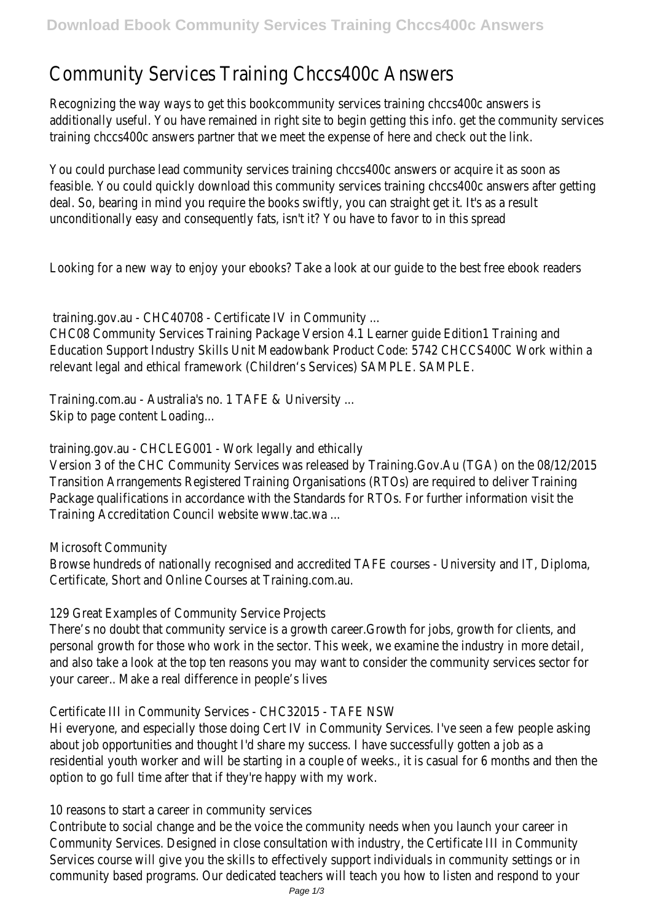# Community Services Training Chccs400c Answers

Recognizing the way ways to get this bookcommunity services training chccs400c answers is additionally useful. You have remained in right site to begin getting this info. get the community services training chccs400c answers partner that we meet the expense of here and check out the link.

You could purchase lead community services training chccs400c answers or acquire it as soon as feasible. You could quickly download this community services training chccs400c answers after getting deal. So, bearing in mind you require the books swiftly, you can straight get it. It's as a result unconditionally easy and consequently fats, isn't it? You have to favor to in this spread

Looking for a new way to enjoy your ebooks? Take a look at our guide to the best free ebook readers

## training.gov.au - CHC40708 - Certificate IV in Community ...

CHC08 Community Services Training Package Version 4.1 Learner guide Edition1 Training and Education Support Industry Skills Unit Meadowbank Product Code: 5742 CHCCS400C Work within a relevant legal and ethical framework (Children's Services) SAMPLE. SAMPLE.

## Training.com.au - Australia's no. 1 TAFE & University ...

Skip to page content Loading...

## training.gov.au - CHCLEG001 - Work legally and ethically

Version 3 of the CHC Community Services was released by Training.Gov.Au (TGA) on the 08/12/2015 Transition Arrangements Registered Training Organisations (RTOs) are required to deliver Training Package qualifications in accordance with the Standards for RTOs. For further information visit the Training Accreditation Council website www.tac.wa ...

## Microsoft Community

Browse hundreds of nationally recognised and accredited TAFE courses - University and IT, Diploma, Certificate, Short and Online Courses at Training.com.au.

## 129 Great Examples of Community Service Projects

There's no doubt that community service is a growth career.Growth for jobs, growth for clients, and personal growth for those who work in the sector. This week, we examine the industry in more detail, and also take a look at the top ten reasons you may want to consider the community services sector for your career.. Make a real difference in people's lives

## Certificate III in Community Services - CHC32015 - TAFE NSW

Hi everyone, and especially those doing Cert IV in Community Services. I've seen a few people asking about job opportunities and thought I'd share my success. I have successfully gotten a job as a residential youth worker and will be starting in a couple of weeks., it is casual for 6 months and then the option to go full time after that if they're happy with my work.

## 10 reasons to start a career in community services

Contribute to social change and be the voice the community needs when you launch your career in Community Services. Designed in close consultation with industry, the Certificate III in Community Services course will give you the skills to effectively support individuals in community settings or in community based programs. Our dedicated teachers will teach you how to listen and respond to your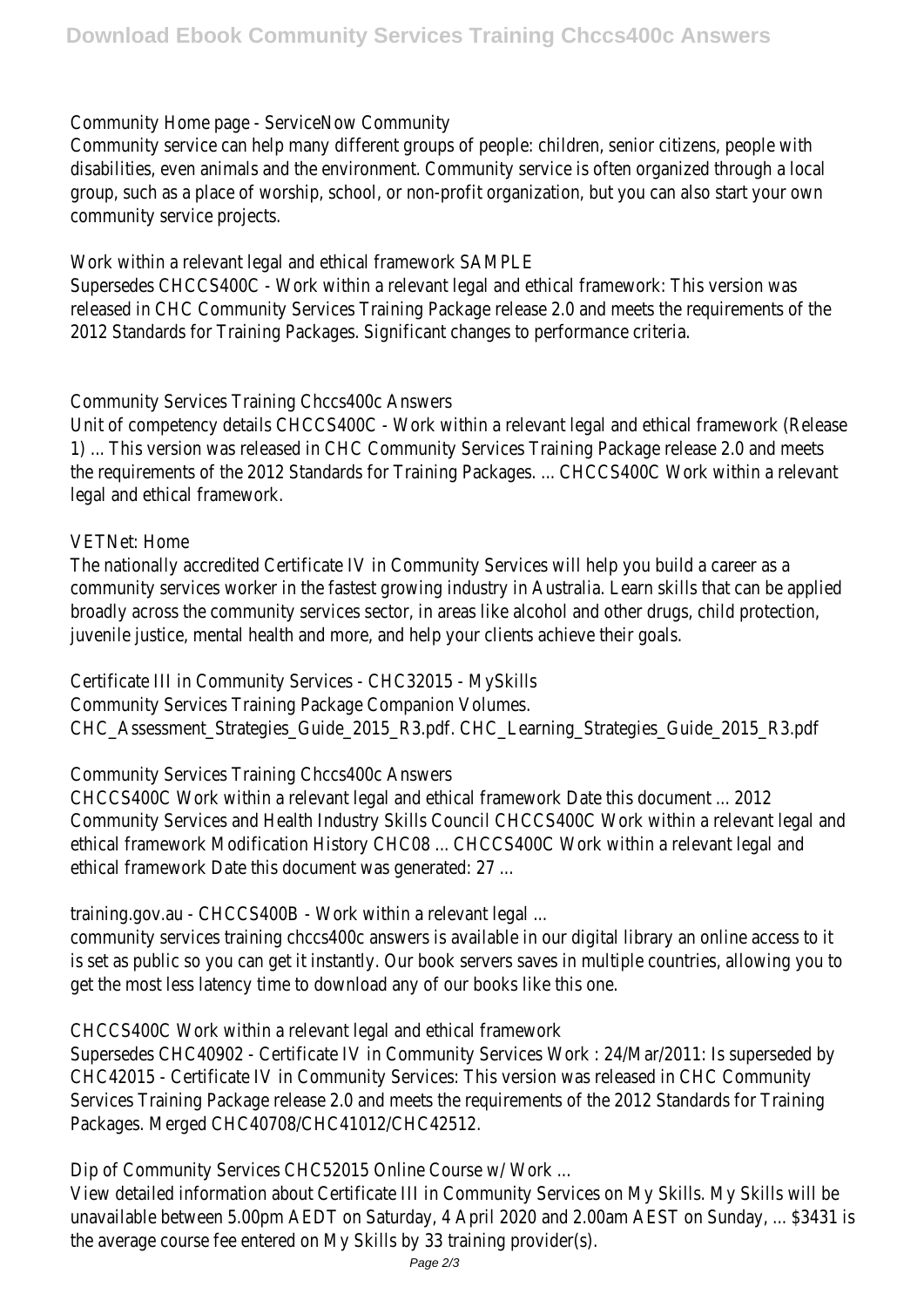Community Home page - ServiceNow Community

Community service can help many different groups of people: children, senior citizens, people with disabilities, even animals and the environment. Community service is often organized through a local group, such as a place of worship, school, or non-profit organization, but you can also start your own community service projects.

Work within a relevant legal and ethical framework SAMPLE

Supersedes CHCCS400C - Work within a relevant legal and ethical framework: This version was released in CHC Community Services Training Package release 2.0 and meets the requirements of the 2012 Standards for Training Packages. Significant changes to performance criteria.

Community Services Training Chccs400c Answers

Unit of competency details CHCCS400C - Work within a relevant legal and ethical framework (Release 1) ... This version was released in CHC Community Services Training Package release 2.0 and meets the requirements of the 2012 Standards for Training Packages. ... CHCCS400C Work within a relevant legal and ethical framework.

VETNet: Home

The nationally accredited Certificate IV in Community Services will help you build a career as a community services worker in the fastest growing industry in Australia. Learn skills that can be applied broadly across the community services sector, in areas like alcohol and other drugs, child protection, juvenile justice, mental health and more, and help your clients achieve their goals.

Certificate III in Community Services - CHC32015 - MySkills

Community Services Training Package Companion Volumes.
CHC_Assessment_Strategies_Guide_2015_R3.pdf. CHC_Learning_Strategies_Guide_2015_R3.pdf

Community Services Training Chccs400c Answers

CHCCS400C Work within a relevant legal and ethical framework Date this document ... 2012 Community Services and Health Industry Skills Council CHCCS400C Work within a relevant legal and ethical framework Modification History CHC08 ... CHCCS400C Work within a relevant legal and ethical framework Date this document was generated: 27 ...

training.gov.au - CHCCS400B - Work within a relevant legal ...

community services training chccs400c answers is available in our digital library an online access to it is set as public so you can get it instantly. Our book servers saves in multiple countries, allowing you to get the most less latency time to download any of our books like this one.

CHCCS400C Work within a relevant legal and ethical framework

Supersedes CHC40902 - Certificate IV in Community Services Work : 24/Mar/2011: Is superseded by CHC42015 - Certificate IV in Community Services: This version was released in CHC Community Services Training Package release 2.0 and meets the requirements of the 2012 Standards for Training Packages. Merged CHC40708/CHC41012/CHC42512.

Dip of Community Services CHC52015 Online Course w/ Work ...

View detailed information about Certificate III in Community Services on My Skills. My Skills will be unavailable between 5.00pm AEDT on Saturday, 4 April 2020 and 2.00am AEST on Sunday, ... $3431 is the average course fee entered on My Skills by 33 training provider(s).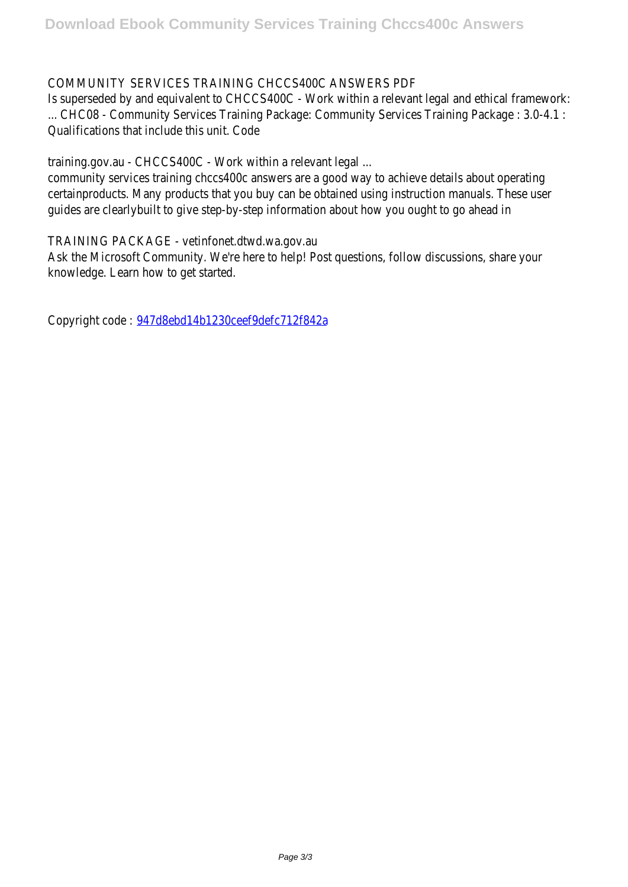COMMUNITY SERVICES TRAINING CHCCS400C ANSWERS PDF

Is superseded by and equivalent to CHCCS400C - Work within a relevant legal and ethical framework: ... CHC08 - Community Services Training Package: Community Services Training Package : 3.0-4.1 : Qualifications that include this unit. Code

training.gov.au - CHCCS400C - Work within a relevant legal ...

community services training chccs400c answers are a good way to achieve details about operating certainproducts. Many products that you buy can be obtained using instruction manuals. These user guides are clearlybuilt to give step-by-step information about how you ought to go ahead in

TRAINING PACKAGE - vetinfonet.dtwd.wa.gov.au

Ask the Microsoft Community. We're here to help! Post questions, follow discussions, share your knowledge. Learn how to get started.

Copyright code : 947d8ebd14b1230ceef9defc712f842a